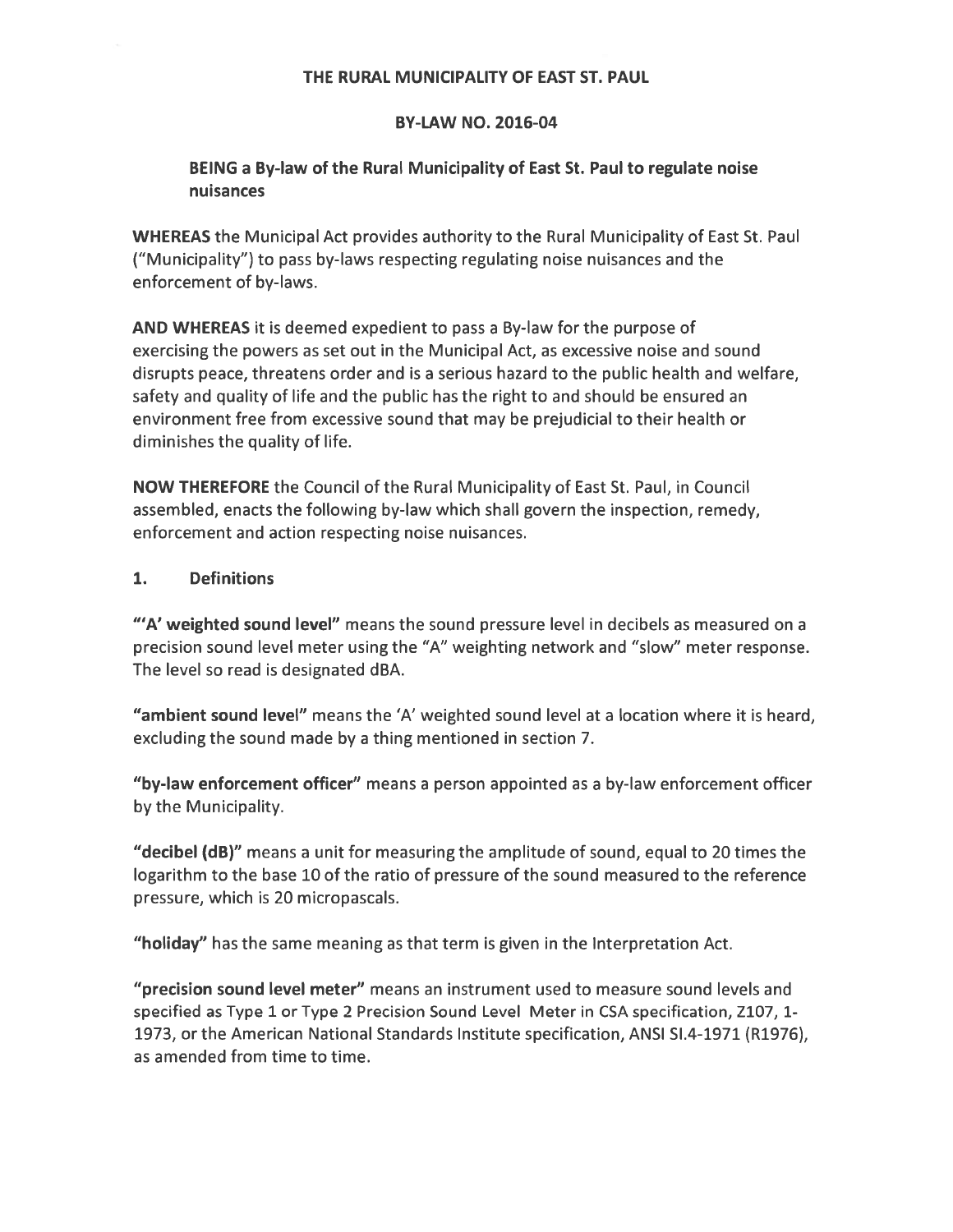**THE RURAL MUNICIPALITY OF EAST ST. PAUL**

**BY-LAW NO. 2016-04**

**BEING a By-law of the Rural Municipality of East St. Paul to regulate noise nuisances**

**WHEREAS** the Municipal Act provides authority to the Rural Municipality of East St. Paul ("Municipality") to pass by-laws respecting regulating noise nuisances and the enforcement of by-laws.

**AND WHEREAS** it is deemed expedient to pass a By-law for the purpose of exercising the powers as set out in the Municipal Act, as excessive noise and sound disrupts peace, threatens order and is a serious hazard to the public health and welfare, safety and quality of life and the public has the right to and should be ensured an environment free from excessive sound that may be prejudicial to their health or diminishes the quality of life.

**NOW THEREFORE** the Council of the Rural Municipality of East St. Paul, in Council assembled, enacts the following by-law which shall govern the inspection, remedy, enforcement and action respecting noise nuisances.

## 1. Definitions

**"'A' weighted sound level"** means the sound pressure level in decibels as measured on a precision sound level meter using the "A" weighting network and "slow" meter response. The level so read is designated dBA.

**"ambient sound level"** means the 'A' weighted sound level at a location where it is heard, excluding the sound made by a thing mentioned in section 7.

**"by-law enforcement officer"** means a person appointed as a by-law enforcement officer by the Municipality.

**"decibel (dB)"** means a unit for measuring the amplitude of sound, equal to 20 times the logarithm to the base 10 of the ratio of pressure of the sound measured to the reference pressure, which is 20 micropascals.

**"holiday"** has the same meaning as that term is given in the Interpretation Act.

**"precision sound level meter"** means an instrument used to measure sound levels and specified as Type 1 or Type 2 Precision Sound Level Meter in CSA specification, Z107, 1-1973, or the American National Standards Institute specification, ANSI SI.4-1971 (R1976), as amended from time to time.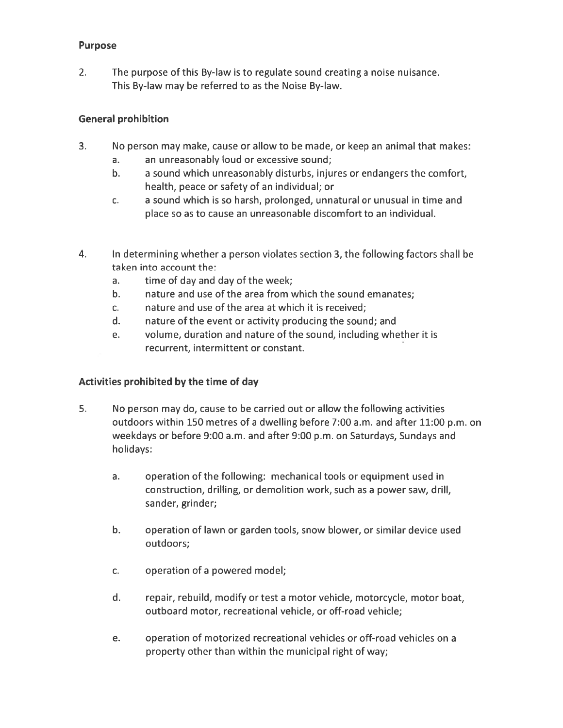**Purpose**

2. The purpose of this By-law is to regulate sound creating a noise nuisance. This By-law may be referred to as the Noise By-law.

**General prohibition**

3. No person may make, cause or allow to be made, or keep an animal that makes:
   a. an unreasonably loud or excessive sound;
   b. a sound which unreasonably disturbs, injures or endangers the comfort, health, peace or safety of an individual; or
   c. a sound which is so harsh, prolonged, unnatural or unusual in time and place so as to cause an unreasonable discomfort to an individual.

4. In determining whether a person violates section 3, the following factors shall be taken into account the:
   a. time of day and day of the week;
   b. nature and use of the area from which the sound emanates;
   c. nature and use of the area at which it is received;
   d. nature of the event or activity producing the sound; and
   e. volume, duration and nature of the sound, including whether it is recurrent, intermittent or constant.

**Activities prohibited by the time of day**

5. No person may do, cause to be carried out or allow the following activities outdoors within 150 metres of a dwelling before 7:00 a.m. and after 11:00 p.m. on weekdays or before 9:00 a.m. and after 9:00 p.m. on Saturdays, Sundays and holidays:

   a. operation of the following: mechanical tools or equipment used in construction, drilling, or demolition work, such as a power saw, drill, sander, grinder;

   b. operation of lawn or garden tools, snow blower, or similar device used outdoors;

   c. operation of a powered model;

   d. repair, rebuild, modify or test a motor vehicle, motorcycle, motor boat, outboard motor, recreational vehicle, or off-road vehicle;

   e. operation of motorized recreational vehicles or off-road vehicles on a property other than within the municipal right of way;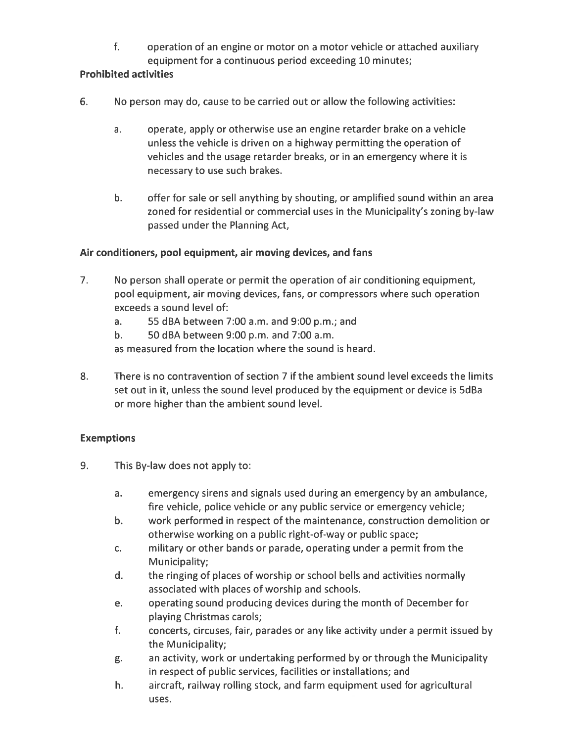f. operation of an engine or motor on a motor vehicle or attached auxiliary equipment for a continuous period exceeding 10 minutes;

**Prohibited activities**

6. No person may do, cause to be carried out or allow the following activities:

    a. operate, apply or otherwise use an engine retarder brake on a vehicle unless the vehicle is driven on a highway permitting the operation of vehicles and the usage retarder breaks, or in an emergency where it is necessary to use such brakes.

    b. offer for sale or sell anything by shouting, or amplified sound within an area zoned for residential or commercial uses in the Municipality's zoning by-law passed under the Planning Act,

**Air conditioners, pool equipment, air moving devices, and fans**

7. No person shall operate or permit the operation of air conditioning equipment, pool equipment, air moving devices, fans, or compressors where such operation exceeds a sound level of:
    a. 55 dBA between 7:00 a.m. and 9:00 p.m.; and
    b. 50 dBA between 9:00 p.m. and 7:00 a.m.

    as measured from the location where the sound is heard.

8. There is no contravention of section 7 if the ambient sound level exceeds the limits set out in it, unless the sound level produced by the equipment or device is 5dBa or more higher than the ambient sound level.

**Exemptions**

9. This By-law does not apply to:

    a. emergency sirens and signals used during an emergency by an ambulance, fire vehicle, police vehicle or any public service or emergency vehicle;
    b. work performed in respect of the maintenance, construction demolition or otherwise working on a public right-of-way or public space;
    c. military or other bands or parade, operating under a permit from the Municipality;
    d. the ringing of places of worship or school bells and activities normally associated with places of worship and schools.
    e. operating sound producing devices during the month of December for playing Christmas carols;
    f. concerts, circuses, fair, parades or any like activity under a permit issued by the Municipality;
    g. an activity, work or undertaking performed by or through the Municipality in respect of public services, facilities or installations; and
    h. aircraft, railway rolling stock, and farm equipment used for agricultural uses.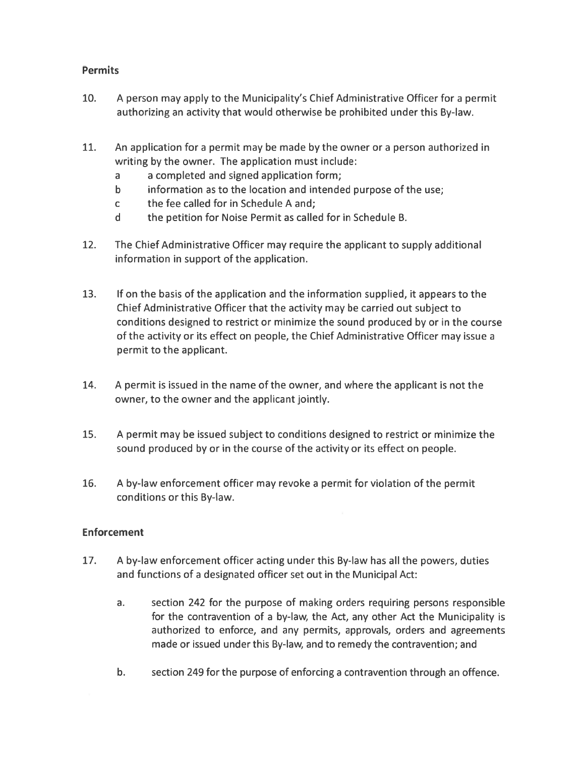## Permits

10. A person may apply to the Municipality's Chief Administrative Officer for a permit authorizing an activity that would otherwise be prohibited under this By-law.

11. An application for a permit may be made by the owner or a person authorized in writing by the owner. The application must include:
    a a completed and signed application form;
    b information as to the location and intended purpose of the use;
    c the fee called for in Schedule A and;
    d the petition for Noise Permit as called for in Schedule B.

12. The Chief Administrative Officer may require the applicant to supply additional information in support of the application.

13. If on the basis of the application and the information supplied, it appears to the Chief Administrative Officer that the activity may be carried out subject to conditions designed to restrict or minimize the sound produced by or in the course of the activity or its effect on people, the Chief Administrative Officer may issue a permit to the applicant.

14. A permit is issued in the name of the owner, and where the applicant is not the owner, to the owner and the applicant jointly.

15. A permit may be issued subject to conditions designed to restrict or minimize the sound produced by or in the course of the activity or its effect on people.

16. A by-law enforcement officer may revoke a permit for violation of the permit conditions or this By-law.

## Enforcement

17. A by-law enforcement officer acting under this By-law has all the powers, duties and functions of a designated officer set out in the Municipal Act:

    a. section 242 for the purpose of making orders requiring persons responsible for the contravention of a by-law, the Act, any other Act the Municipality is authorized to enforce, and any permits, approvals, orders and agreements made or issued under this By-law, and to remedy the contravention; and

    b. section 249 for the purpose of enforcing a contravention through an offence.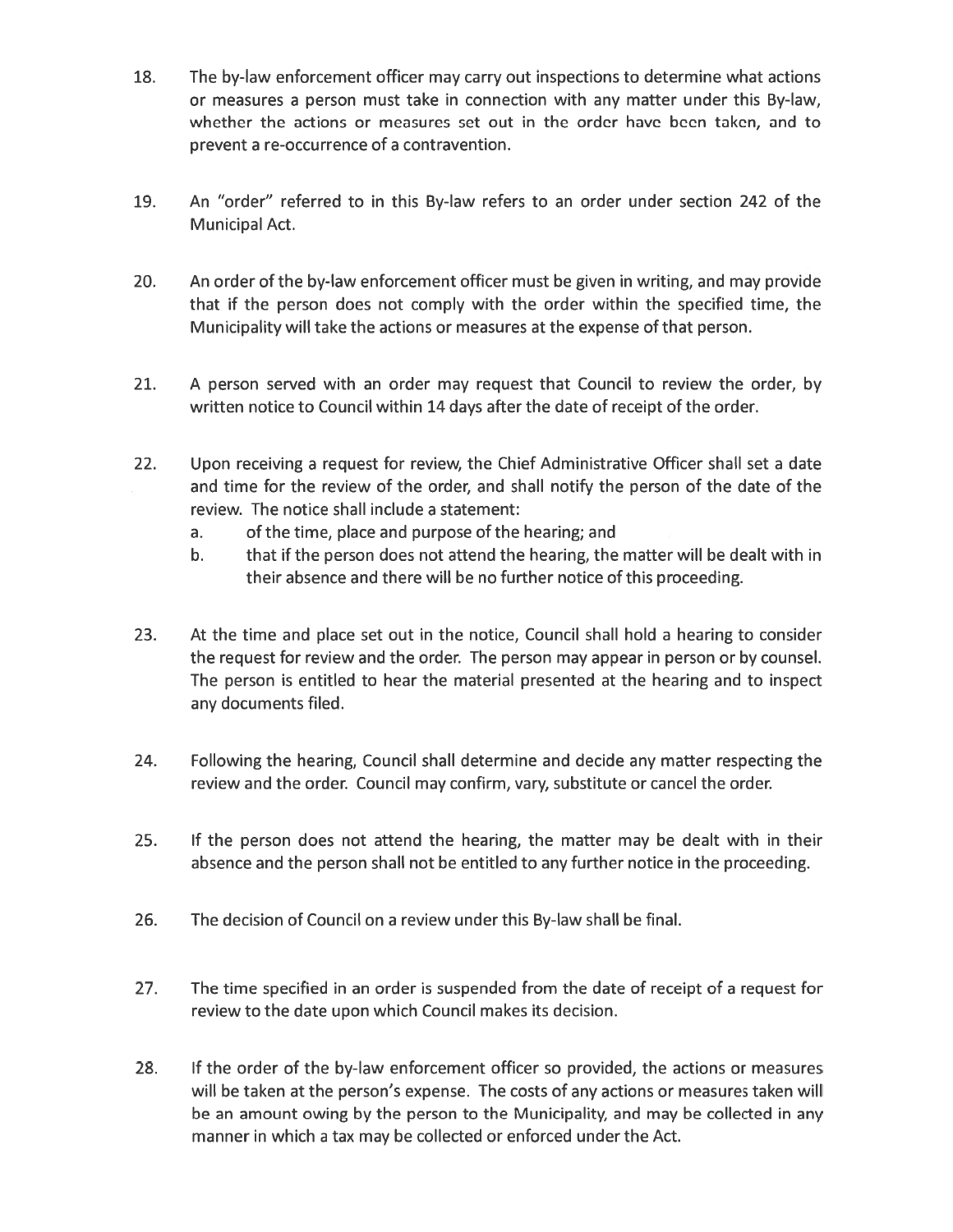18. The by-law enforcement officer may carry out inspections to determine what actions or measures a person must take in connection with any matter under this By-law, whether the actions or measures set out in the order have been taken, and to prevent a re-occurrence of a contravention.

19. An "order" referred to in this By-law refers to an order under section 242 of the Municipal Act.

20. An order of the by-law enforcement officer must be given in writing, and may provide that if the person does not comply with the order within the specified time, the Municipality will take the actions or measures at the expense of that person.

21. A person served with an order may request that Council to review the order, by written notice to Council within 14 days after the date of receipt of the order.

22. Upon receiving a request for review, the Chief Administrative Officer shall set a date and time for the review of the order, and shall notify the person of the date of the review. The notice shall include a statement:
    a. of the time, place and purpose of the hearing; and
    b. that if the person does not attend the hearing, the matter will be dealt with in their absence and there will be no further notice of this proceeding.

23. At the time and place set out in the notice, Council shall hold a hearing to consider the request for review and the order. The person may appear in person or by counsel. The person is entitled to hear the material presented at the hearing and to inspect any documents filed.

24. Following the hearing, Council shall determine and decide any matter respecting the review and the order. Council may confirm, vary, substitute or cancel the order.

25. If the person does not attend the hearing, the matter may be dealt with in their absence and the person shall not be entitled to any further notice in the proceeding.

26. The decision of Council on a review under this By-law shall be final.

27. The time specified in an order is suspended from the date of receipt of a request for review to the date upon which Council makes its decision.

28. If the order of the by-law enforcement officer so provided, the actions or measures will be taken at the person's expense. The costs of any actions or measures taken will be an amount owing by the person to the Municipality, and may be collected in any manner in which a tax may be collected or enforced under the Act.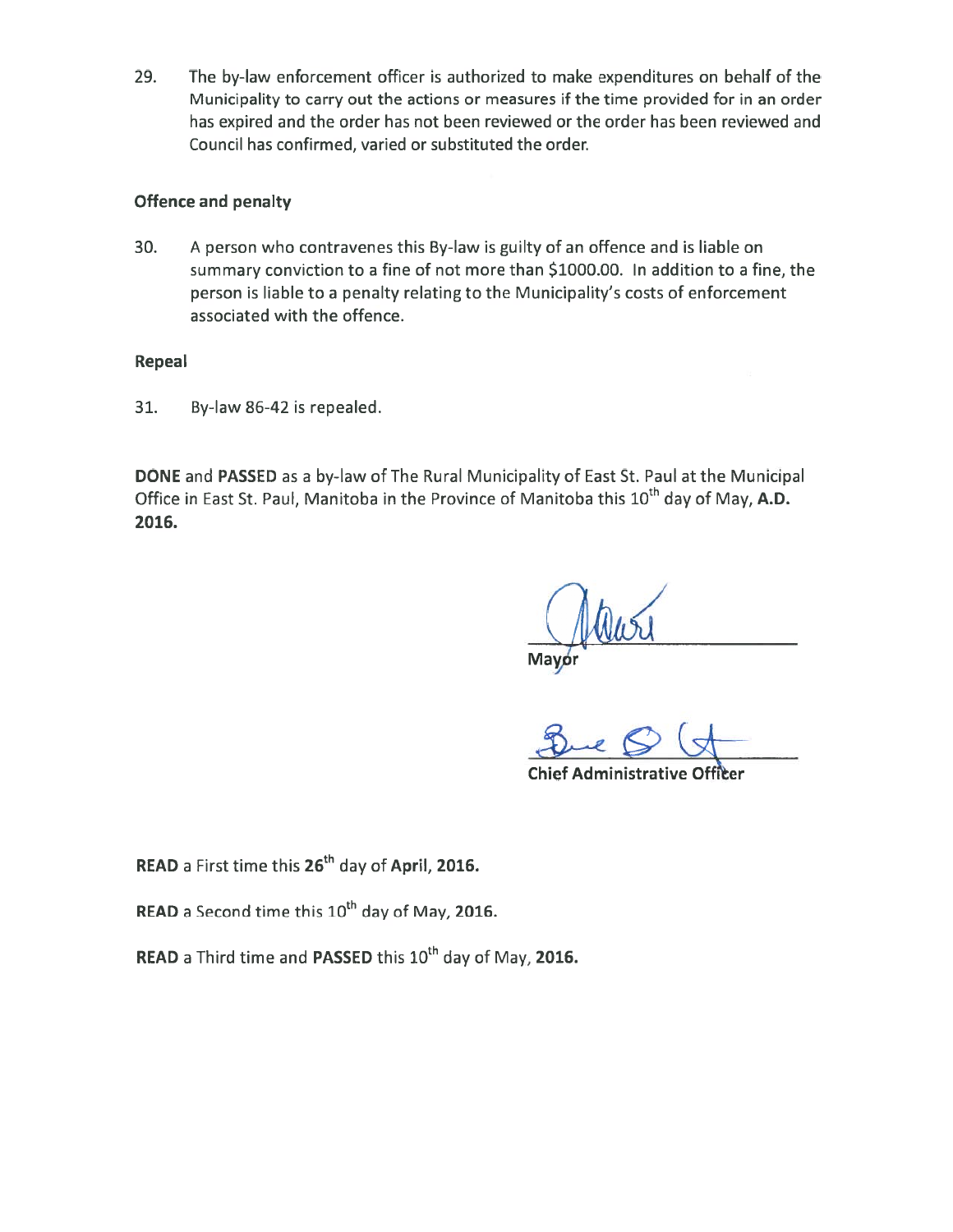29. The by-law enforcement officer is authorized to make expenditures on behalf of the Municipality to carry out the actions or measures if the time provided for in an order has expired and the order has not been reviewed or the order has been reviewed and Council has confirmed, varied or substituted the order.

**Offence and penalty**

30. A person who contravenes this By-law is guilty of an offence and is liable on summary conviction to a fine of not more than $1000.00. In addition to a fine, the person is liable to a penalty relating to the Municipality's costs of enforcement associated with the offence.

**Repeal**

31. By-law 86-42 is repealed.

**DONE** and **PASSED** as a by-law of The Rural Municipality of East St. Paul at the Municipal Office in East St. Paul, Manitoba in the Province of Manitoba this 10th day of May, **A.D. 2016.**

Mayor

Chief Administrative Officer

**READ** a First time this **26th** day of **April, 2016.**

**READ** a Second time this 10th day of May, **2016.**

**READ** a Third time and **PASSED** this 10th day of May, **2016.**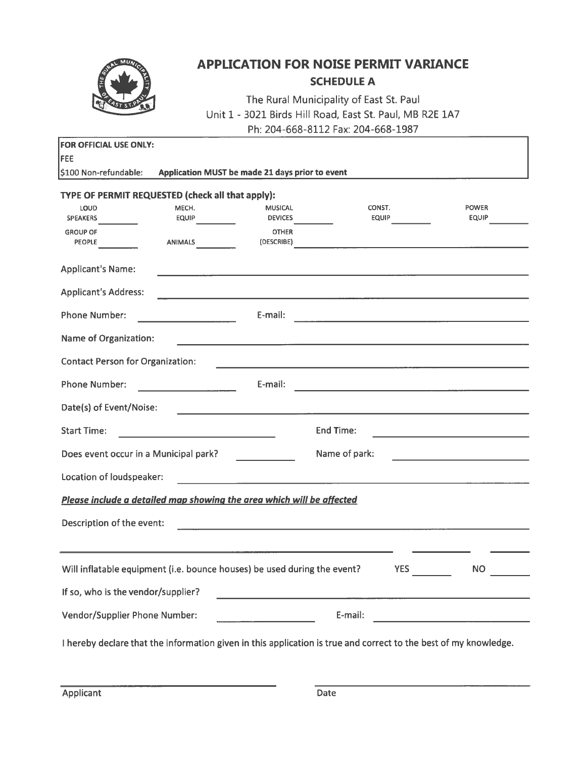# APPLICATION FOR NOISE PERMIT VARIANCE

## SCHEDULE A

The Rural Municipality of East St. Paul
Unit 1 - 3021 Birds Hill Road, East St. Paul, MB R2E 1A7
Ph: 204-668-8112 Fax: 204-668-1987

**FOR OFFICIAL USE ONLY:**
FEE
$100 Non-refundable: **Application MUST be made 21 days prior to event**

**TYPE OF PERMIT REQUESTED (check all that apply):**

LOUD SPEAKERS ________ MECH. EQUIP ________ MUSICAL DEVICES ________ CONST. EQUIP ________ POWER EQUIP ________

GROUP OF PEOPLE ________ ANIMALS ________ OTHER (DESCRIBE) ______________________________

Applicant's Name: ______________________________

Applicant's Address: ______________________________

Phone Number: ________________ E-mail: ______________________________

Name of Organization: ______________________________

Contact Person for Organization: ______________________________

Phone Number: ________________ E-mail: ______________________________

Date(s) of Event/Noise: ______________________________

Start Time: ________________ End Time: ________________

Does event occur in a Municipal park? __________ Name of park: ________________

Location of loudspeaker: ______________________________

***Please include a detailed map showing the area which will be affected***

Description of the event: ______________________________

______________________________

Will inflatable equipment (i.e. bounce houses) be used during the event? YES ________ NO ________

If so, who is the vendor/supplier? ______________________________

Vendor/Supplier Phone Number: ________________ E-mail: ______________________________

I hereby declare that the information given in this application is true and correct to the best of my knowledge.

______________________________ ______________________________
Applicant Date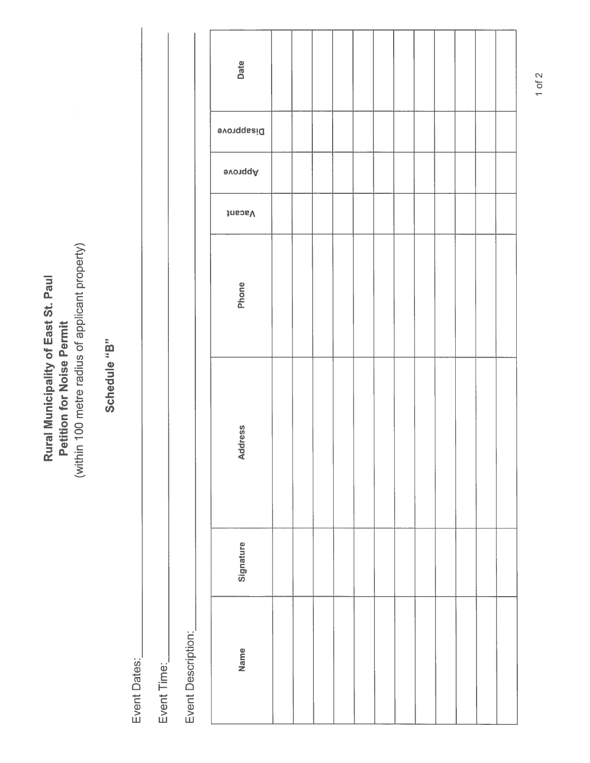# Rural Municipality of East St. Paul
## Petition for Noise Permit
(within 100 metre radius of applicant property)

## Schedule "B"

Event Dates: ______________________________

Event Time: ______________________________

Event Description: ______________________________

| Name | Signature | Address | Phone | Vacant | Approve | Disapprove | Date |
|---|---|---|---|---|---|---|---|
| | | | | | | | |
| | | | | | | | |
| | | | | | | | |
| | | | | | | | |
| | | | | | | | |
| | | | | | | | |
| | | | | | | | |
| | | | | | | | |
| | | | | | | | |
| | | | | | | | |
| | | | | | | | |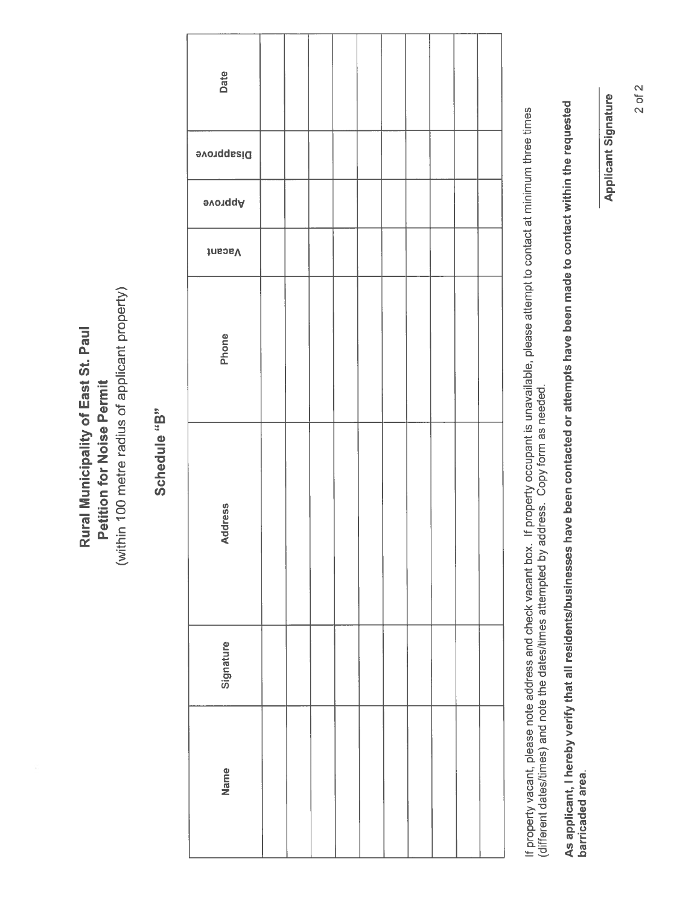# Rural Municipality of East St. Paul

## Petition for Noise Permit

(within 100 metre radius of applicant property)

## Schedule "B"

| Name | Signature | Address | Phone | Vacant | Approve | Disapprove | Date |
|---|---|---|---|---|---|---|---|
| | | | | | | | |
| | | | | | | | |
| | | | | | | | |
| | | | | | | | |
| | | | | | | | |
| | | | | | | | |
| | | | | | | | |
| | | | | | | | |
| | | | | | | | |
| | | | | | | | |

If property vacant, please note address and check vacant box. If property occupant is unavailable, please attempt to contact at minimum three times (different dates/times) and note the dates/times attempted by address. Copy form as needed.

**As applicant, I hereby verify that all residents/businesses have been contacted or attempts have been made to contact within the requested barricaded area.**

______________________

**Applicant Signature**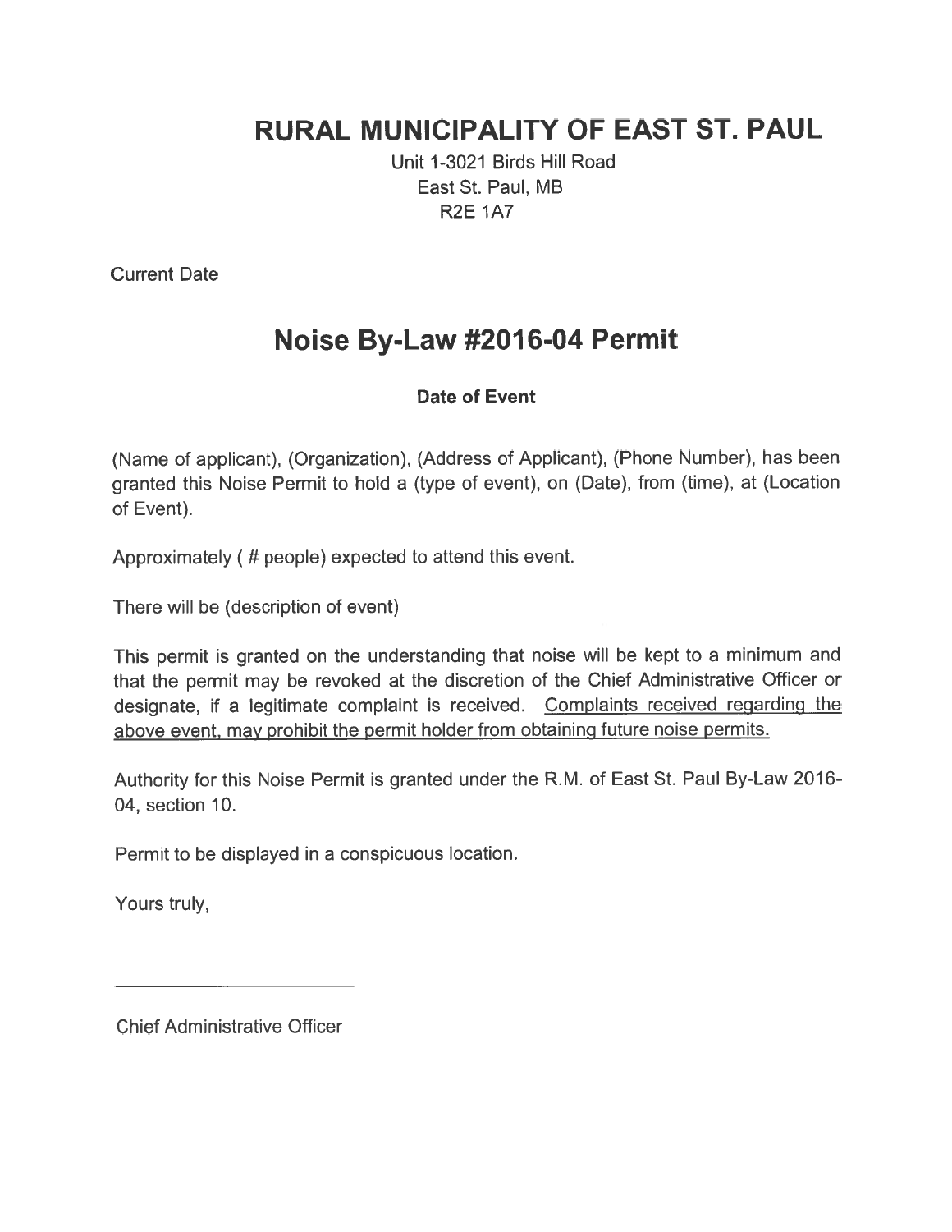# RURAL MUNICIPALITY OF EAST ST. PAUL

Unit 1-3021 Birds Hill Road
East St. Paul, MB
R2E 1A7

Current Date

## Noise By-Law #2016-04 Permit

**Date of Event**

(Name of applicant), (Organization), (Address of Applicant), (Phone Number), has been granted this Noise Permit to hold a (type of event), on (Date), from (time), at (Location of Event).

Approximately ( # people) expected to attend this event.

There will be (description of event)

This permit is granted on the understanding that noise will be kept to a minimum and that the permit may be revoked at the discretion of the Chief Administrative Officer or designate, if a legitimate complaint is received. <u>Complaints received regarding the above event, may prohibit the permit holder from obtaining future noise permits.</u>

Authority for this Noise Permit is granted under the R.M. of East St. Paul By-Law 2016-04, section 10.

Permit to be displayed in a conspicuous location.

Yours truly,

\_\_\_\_\_\_\_\_\_\_\_\_\_\_\_\_\_\_\_\_\_\_\_\_

Chief Administrative Officer